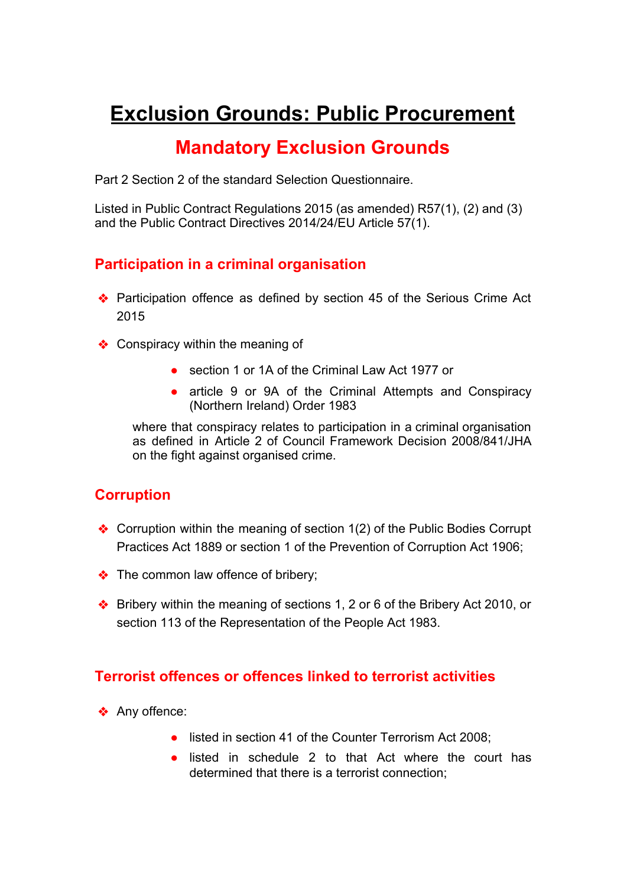# Exclusion Grounds: Public Procurement

## Mandatory Exclusion Grounds

Part 2 Section 2 of the standard Selection Questionnaire.

Listed in Public Contract Regulations 2015 (as amended) R57(1), (2) and (3) and the Public Contract Directives 2014/24/EU Article 57(1).

### Participation in a criminal organisation

- Participation offence as defined by section 45 of the Serious Crime Act 2015
- Conspiracy within the meaning of
  - section 1 or 1A of the Criminal Law Act 1977 or
  - article 9 or 9A of the Criminal Attempts and Conspiracy (Northern Ireland) Order 1983

  where that conspiracy relates to participation in a criminal organisation as defined in Article 2 of Council Framework Decision 2008/841/JHA on the fight against organised crime.

### Corruption

- Corruption within the meaning of section 1(2) of the Public Bodies Corrupt Practices Act 1889 or section 1 of the Prevention of Corruption Act 1906;
- The common law offence of bribery;
- Bribery within the meaning of sections 1, 2 or 6 of the Bribery Act 2010, or section 113 of the Representation of the People Act 1983.

### Terrorist offences or offences linked to terrorist activities

- Any offence:
  - listed in section 41 of the Counter Terrorism Act 2008;
  - listed in schedule 2 to that Act where the court has determined that there is a terrorist connection;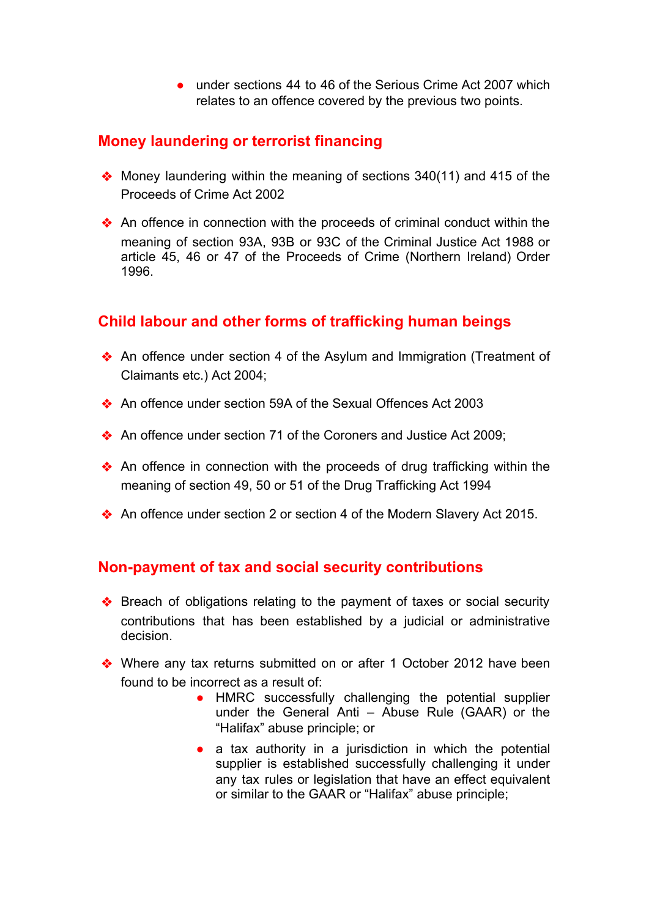- under sections 44 to 46 of the Serious Crime Act 2007 which relates to an offence covered by the previous two points.

## Money laundering or terrorist financing

- Money laundering within the meaning of sections 340(11) and 415 of the Proceeds of Crime Act 2002
- An offence in connection with the proceeds of criminal conduct within the meaning of section 93A, 93B or 93C of the Criminal Justice Act 1988 or article 45, 46 or 47 of the Proceeds of Crime (Northern Ireland) Order 1996.

## Child labour and other forms of trafficking human beings

- An offence under section 4 of the Asylum and Immigration (Treatment of Claimants etc.) Act 2004;
- An offence under section 59A of the Sexual Offences Act 2003
- An offence under section 71 of the Coroners and Justice Act 2009;
- An offence in connection with the proceeds of drug trafficking within the meaning of section 49, 50 or 51 of the Drug Trafficking Act 1994
- An offence under section 2 or section 4 of the Modern Slavery Act 2015.

## Non-payment of tax and social security contributions

- Breach of obligations relating to the payment of taxes or social security contributions that has been established by a judicial or administrative decision.
- Where any tax returns submitted on or after 1 October 2012 have been found to be incorrect as a result of:
  - HMRC successfully challenging the potential supplier under the General Anti – Abuse Rule (GAAR) or the "Halifax" abuse principle; or
  - a tax authority in a jurisdiction in which the potential supplier is established successfully challenging it under any tax rules or legislation that have an effect equivalent or similar to the GAAR or "Halifax" abuse principle;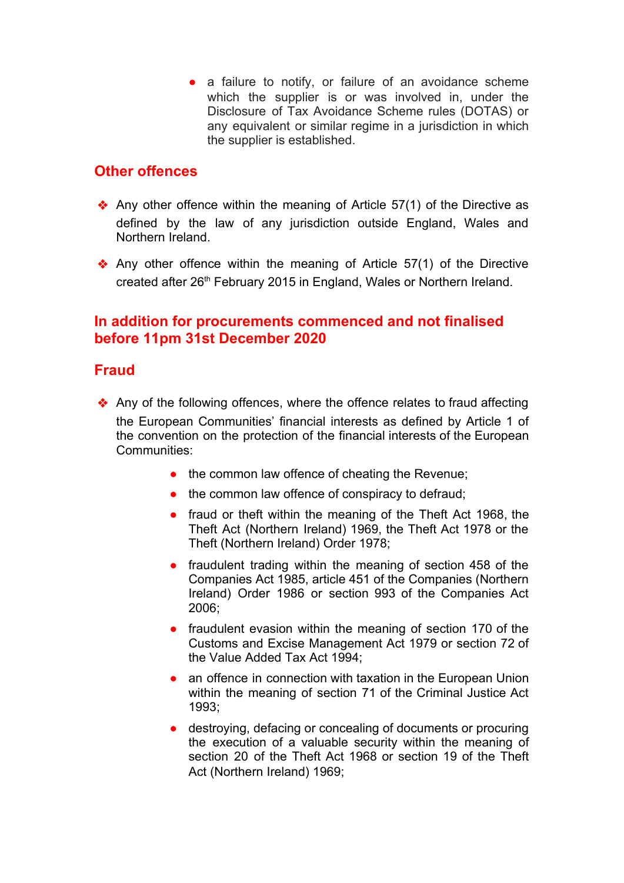- a failure to notify, or failure of an avoidance scheme which the supplier is or was involved in, under the Disclosure of Tax Avoidance Scheme rules (DOTAS) or any equivalent or similar regime in a jurisdiction in which the supplier is established.

## Other offences

- Any other offence within the meaning of Article 57(1) of the Directive as defined by the law of any jurisdiction outside England, Wales and Northern Ireland.
- Any other offence within the meaning of Article 57(1) of the Directive created after 26th February 2015 in England, Wales or Northern Ireland.

## In addition for procurements commenced and not finalised before 11pm 31st December 2020

## Fraud

- Any of the following offences, where the offence relates to fraud affecting the European Communities' financial interests as defined by Article 1 of the convention on the protection of the financial interests of the European Communities:
  - the common law offence of cheating the Revenue;
  - the common law offence of conspiracy to defraud;
  - fraud or theft within the meaning of the Theft Act 1968, the Theft Act (Northern Ireland) 1969, the Theft Act 1978 or the Theft (Northern Ireland) Order 1978;
  - fraudulent trading within the meaning of section 458 of the Companies Act 1985, article 451 of the Companies (Northern Ireland) Order 1986 or section 993 of the Companies Act 2006;
  - fraudulent evasion within the meaning of section 170 of the Customs and Excise Management Act 1979 or section 72 of the Value Added Tax Act 1994;
  - an offence in connection with taxation in the European Union within the meaning of section 71 of the Criminal Justice Act 1993;
  - destroying, defacing or concealing of documents or procuring the execution of a valuable security within the meaning of section 20 of the Theft Act 1968 or section 19 of the Theft Act (Northern Ireland) 1969;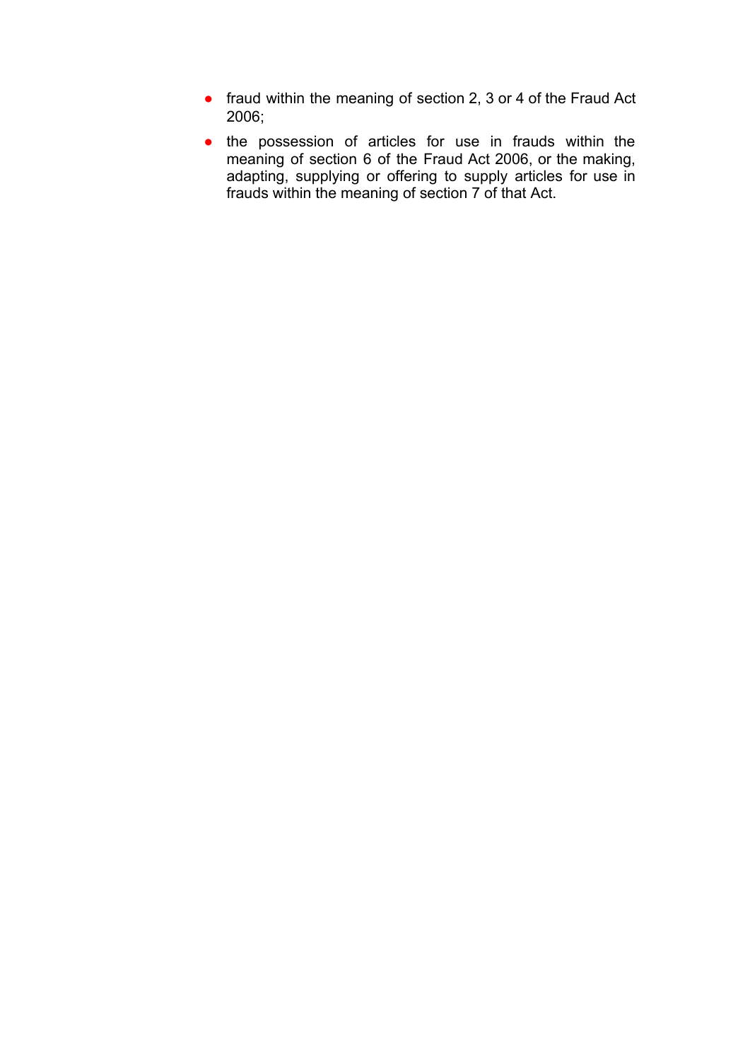- fraud within the meaning of section 2, 3 or 4 of the Fraud Act 2006;
- the possession of articles for use in frauds within the meaning of section 6 of the Fraud Act 2006, or the making, adapting, supplying or offering to supply articles for use in frauds within the meaning of section 7 of that Act.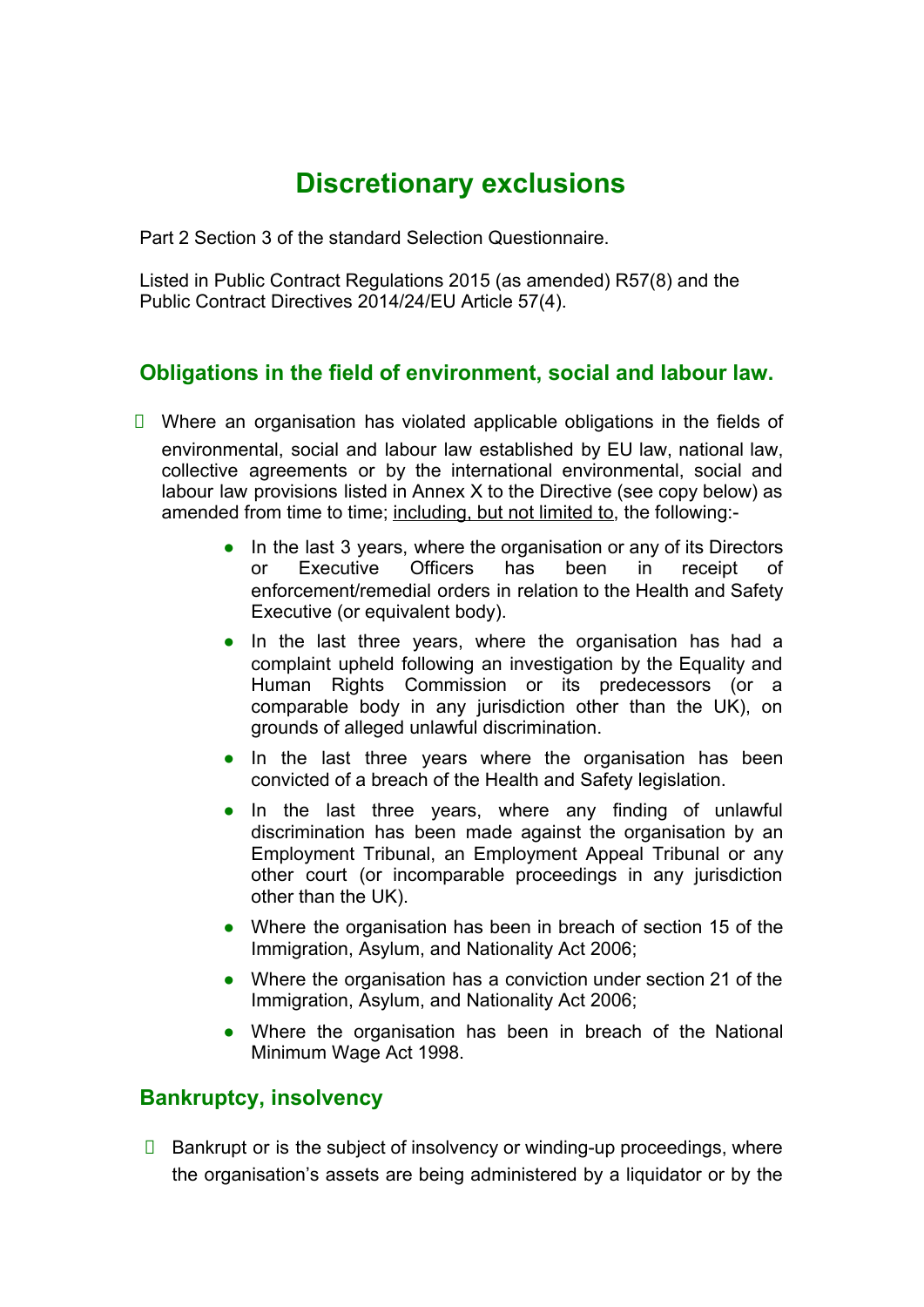# Discretionary exclusions

Part 2 Section 3 of the standard Selection Questionnaire.

Listed in Public Contract Regulations 2015 (as amended) R57(8) and the Public Contract Directives 2014/24/EU Article 57(4).

## Obligations in the field of environment, social and labour law.

- Where an organisation has violated applicable obligations in the fields of environmental, social and labour law established by EU law, national law, collective agreements or by the international environmental, social and labour law provisions listed in Annex X to the Directive (see copy below) as amended from time to time; <u>including, but not limited to</u>, the following:-
    - In the last 3 years, where the organisation or any of its Directors or Executive Officers has been in receipt of enforcement/remedial orders in relation to the Health and Safety Executive (or equivalent body).
    - In the last three years, where the organisation has had a complaint upheld following an investigation by the Equality and Human Rights Commission or its predecessors (or a comparable body in any jurisdiction other than the UK), on grounds of alleged unlawful discrimination.
    - In the last three years where the organisation has been convicted of a breach of the Health and Safety legislation.
    - In the last three years, where any finding of unlawful discrimination has been made against the organisation by an Employment Tribunal, an Employment Appeal Tribunal or any other court (or incomparable proceedings in any jurisdiction other than the UK).
    - Where the organisation has been in breach of section 15 of the Immigration, Asylum, and Nationality Act 2006;
    - Where the organisation has a conviction under section 21 of the Immigration, Asylum, and Nationality Act 2006;
    - Where the organisation has been in breach of the National Minimum Wage Act 1998.

## Bankruptcy, insolvency

- Bankrupt or is the subject of insolvency or winding-up proceedings, where the organisation's assets are being administered by a liquidator or by the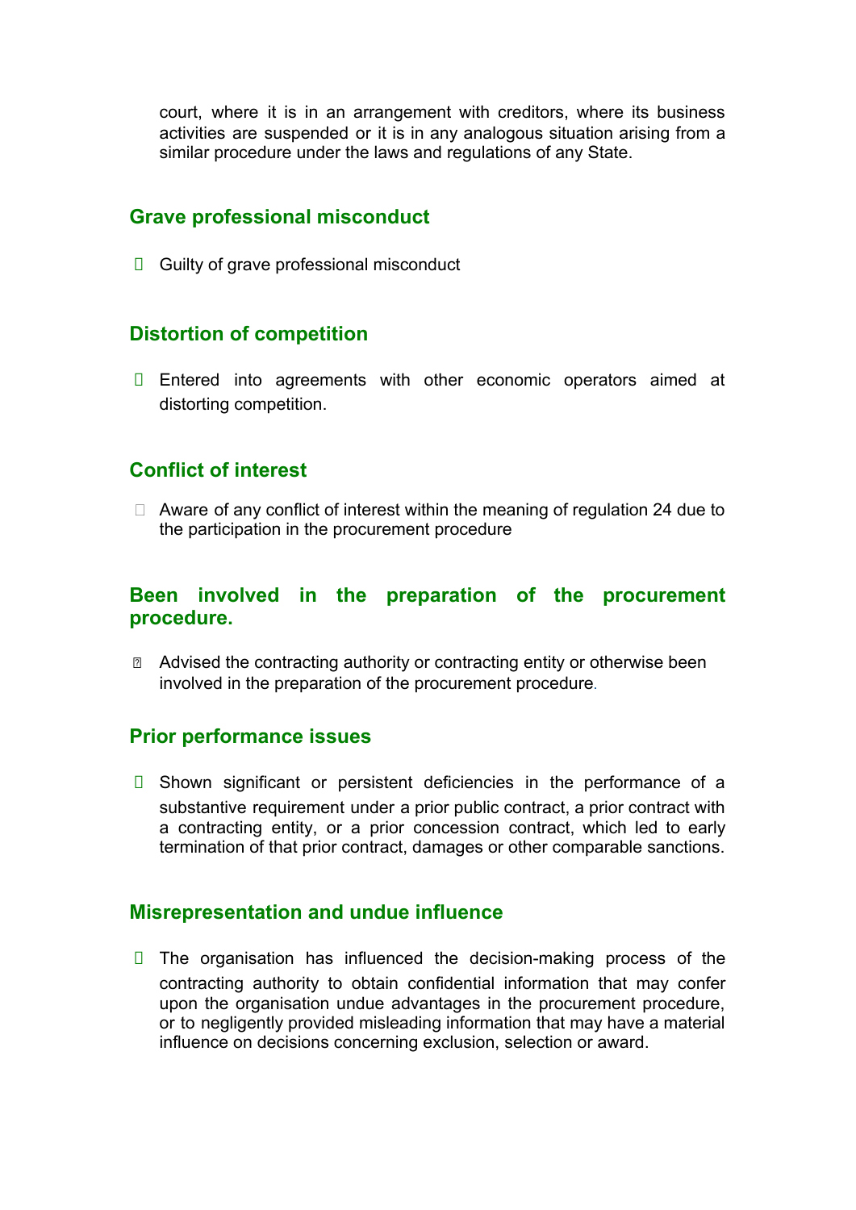court, where it is in an arrangement with creditors, where its business activities are suspended or it is in any analogous situation arising from a similar procedure under the laws and regulations of any State.

## Grave professional misconduct

- Guilty of grave professional misconduct

## Distortion of competition

- Entered into agreements with other economic operators aimed at distorting competition.

## Conflict of interest

- Aware of any conflict of interest within the meaning of regulation 24 due to the participation in the procurement procedure

## Been involved in the preparation of the procurement procedure.

- Advised the contracting authority or contracting entity or otherwise been involved in the preparation of the procurement procedure.

## Prior performance issues

- Shown significant or persistent deficiencies in the performance of a substantive requirement under a prior public contract, a prior contract with a contracting entity, or a prior concession contract, which led to early termination of that prior contract, damages or other comparable sanctions.

## Misrepresentation and undue influence

- The organisation has influenced the decision-making process of the contracting authority to obtain confidential information that may confer upon the organisation undue advantages in the procurement procedure, or to negligently provided misleading information that may have a material influence on decisions concerning exclusion, selection or award.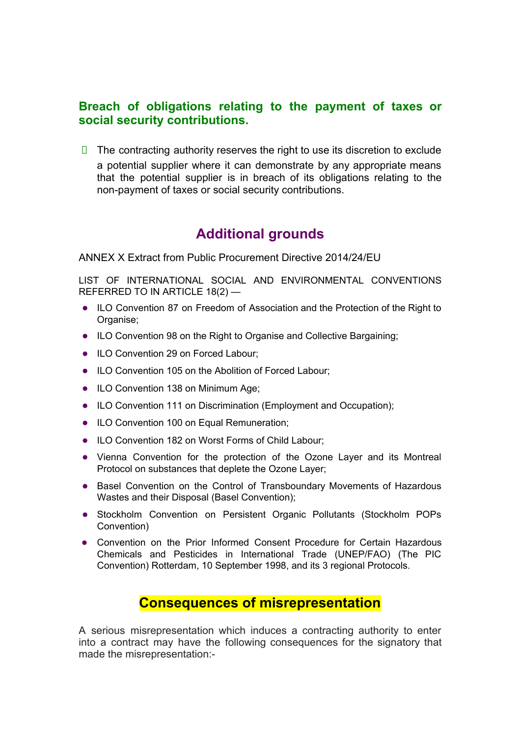## Breach of obligations relating to the payment of taxes or social security contributions.

- The contracting authority reserves the right to use its discretion to exclude a potential supplier where it can demonstrate by any appropriate means that the potential supplier is in breach of its obligations relating to the non-payment of taxes or social security contributions.

## Additional grounds

ANNEX X Extract from Public Procurement Directive 2014/24/EU

LIST OF INTERNATIONAL SOCIAL AND ENVIRONMENTAL CONVENTIONS REFERRED TO IN ARTICLE 18(2) —

- ILO Convention 87 on Freedom of Association and the Protection of the Right to Organise;
- ILO Convention 98 on the Right to Organise and Collective Bargaining;
- ILO Convention 29 on Forced Labour;
- ILO Convention 105 on the Abolition of Forced Labour;
- ILO Convention 138 on Minimum Age;
- ILO Convention 111 on Discrimination (Employment and Occupation);
- ILO Convention 100 on Equal Remuneration;
- ILO Convention 182 on Worst Forms of Child Labour;
- Vienna Convention for the protection of the Ozone Layer and its Montreal Protocol on substances that deplete the Ozone Layer;
- Basel Convention on the Control of Transboundary Movements of Hazardous Wastes and their Disposal (Basel Convention);
- Stockholm Convention on Persistent Organic Pollutants (Stockholm POPs Convention)
- Convention on the Prior Informed Consent Procedure for Certain Hazardous Chemicals and Pesticides in International Trade (UNEP/FAO) (The PIC Convention) Rotterdam, 10 September 1998, and its 3 regional Protocols.

## Consequences of misrepresentation

A serious misrepresentation which induces a contracting authority to enter into a contract may have the following consequences for the signatory that made the misrepresentation:-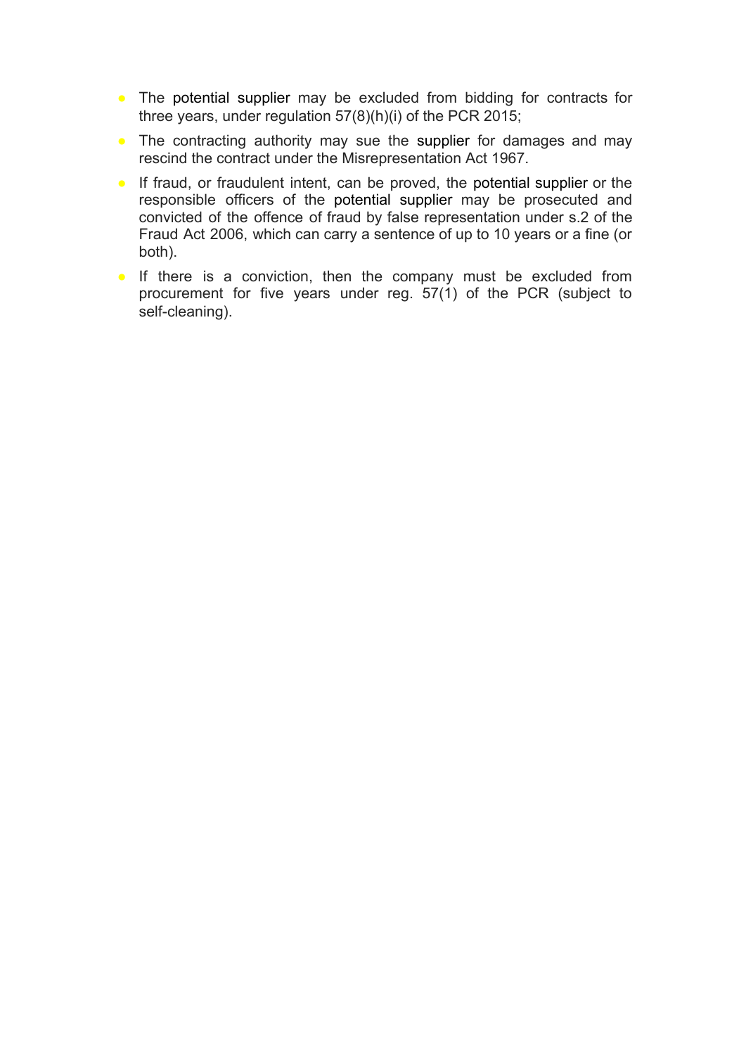- The potential supplier may be excluded from bidding for contracts for three years, under regulation 57(8)(h)(i) of the PCR 2015;
- The contracting authority may sue the supplier for damages and may rescind the contract under the Misrepresentation Act 1967.
- If fraud, or fraudulent intent, can be proved, the potential supplier or the responsible officers of the potential supplier may be prosecuted and convicted of the offence of fraud by false representation under s.2 of the Fraud Act 2006, which can carry a sentence of up to 10 years or a fine (or both).
- If there is a conviction, then the company must be excluded from procurement for five years under reg. 57(1) of the PCR (subject to self-cleaning).